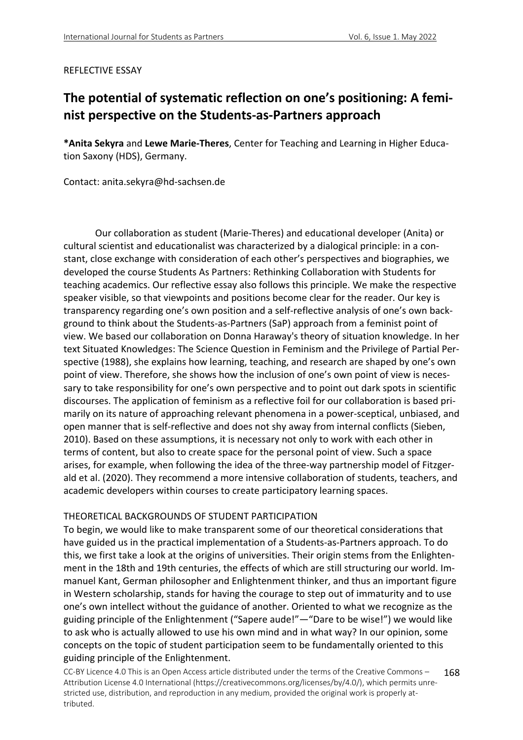REFLECTIVE ESSAY

# The potential of systematic reflection on one's positioning: A feminist perspective on the Students-as-Partners approach

***Anita Sekyra** and **Lewe Marie-Theres**, Center for Teaching and Learning in Higher Education Saxony (HDS), Germany.

Contact: anita.sekyra@hd-sachsen.de

Our collaboration as student (Marie-Theres) and educational developer (Anita) or cultural scientist and educationalist was characterized by a dialogical principle: in a constant, close exchange with consideration of each other's perspectives and biographies, we developed the course Students As Partners: Rethinking Collaboration with Students for teaching academics. Our reflective essay also follows this principle. We make the respective speaker visible, so that viewpoints and positions become clear for the reader. Our key is transparency regarding one's own position and a self-reflective analysis of one's own background to think about the Students-as-Partners (SaP) approach from a feminist point of view. We based our collaboration on Donna Haraway's theory of situation knowledge. In her text Situated Knowledges: The Science Question in Feminism and the Privilege of Partial Perspective (1988), she explains how learning, teaching, and research are shaped by one's own point of view. Therefore, she shows how the inclusion of one's own point of view is necessary to take responsibility for one's own perspective and to point out dark spots in scientific discourses. The application of feminism as a reflective foil for our collaboration is based primarily on its nature of approaching relevant phenomena in a power-sceptical, unbiased, and open manner that is self-reflective and does not shy away from internal conflicts (Sieben, 2010). Based on these assumptions, it is necessary not only to work with each other in terms of content, but also to create space for the personal point of view. Such a space arises, for example, when following the idea of the three-way partnership model of Fitzgerald et al. (2020). They recommend a more intensive collaboration of students, teachers, and academic developers within courses to create participatory learning spaces.

## THEORETICAL BACKGROUNDS OF STUDENT PARTICIPATION

To begin, we would like to make transparent some of our theoretical considerations that have guided us in the practical implementation of a Students-as-Partners approach. To do this, we first take a look at the origins of universities. Their origin stems from the Enlightenment in the 18th and 19th centuries, the effects of which are still structuring our world. Immanuel Kant, German philosopher and Enlightenment thinker, and thus an important figure in Western scholarship, stands for having the courage to step out of immaturity and to use one's own intellect without the guidance of another. Oriented to what we recognize as the guiding principle of the Enlightenment ("Sapere aude!"—"Dare to be wise!") we would like to ask who is actually allowed to use his own mind and in what way? In our opinion, some concepts on the topic of student participation seem to be fundamentally oriented to this guiding principle of the Enlightenment.

CC-BY Licence 4.0 This is an Open Access article distributed under the terms of the Creative Commons – Attribution License 4.0 International (https://creativecommons.org/licenses/by/4.0/), which permits unrestricted use, distribution, and reproduction in any medium, provided the original work is properly attributed.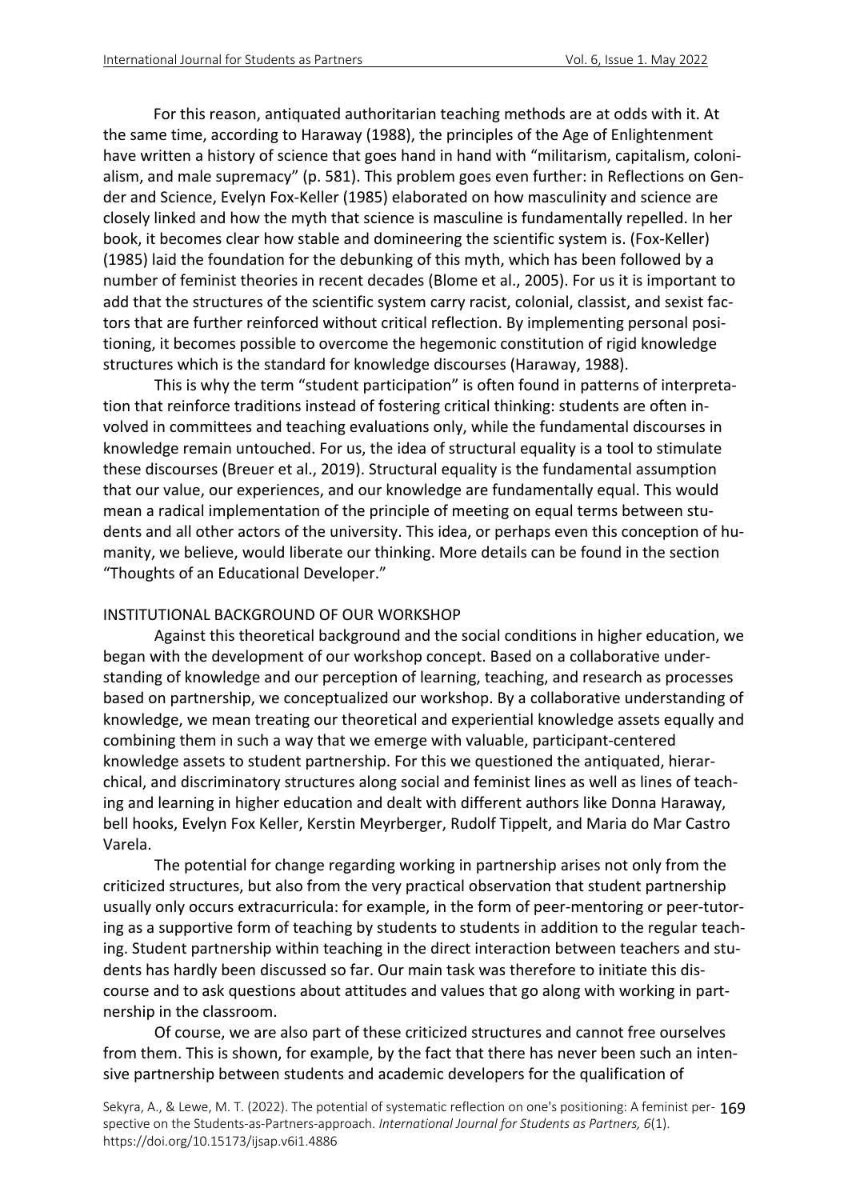For this reason, antiquated authoritarian teaching methods are at odds with it. At the same time, according to Haraway (1988), the principles of the Age of Enlightenment have written a history of science that goes hand in hand with "militarism, capitalism, colonialism, and male supremacy" (p. 581). This problem goes even further: in Reflections on Gender and Science, Evelyn Fox-Keller (1985) elaborated on how masculinity and science are closely linked and how the myth that science is masculine is fundamentally repelled. In her book, it becomes clear how stable and domineering the scientific system is. (Fox-Keller) (1985) laid the foundation for the debunking of this myth, which has been followed by a number of feminist theories in recent decades (Blome et al., 2005). For us it is important to add that the structures of the scientific system carry racist, colonial, classist, and sexist factors that are further reinforced without critical reflection. By implementing personal positioning, it becomes possible to overcome the hegemonic constitution of rigid knowledge structures which is the standard for knowledge discourses (Haraway, 1988).

This is why the term "student participation" is often found in patterns of interpretation that reinforce traditions instead of fostering critical thinking: students are often involved in committees and teaching evaluations only, while the fundamental discourses in knowledge remain untouched. For us, the idea of structural equality is a tool to stimulate these discourses (Breuer et al., 2019). Structural equality is the fundamental assumption that our value, our experiences, and our knowledge are fundamentally equal. This would mean a radical implementation of the principle of meeting on equal terms between students and all other actors of the university. This idea, or perhaps even this conception of humanity, we believe, would liberate our thinking. More details can be found in the section "Thoughts of an Educational Developer."

## INSTITUTIONAL BACKGROUND OF OUR WORKSHOP

Against this theoretical background and the social conditions in higher education, we began with the development of our workshop concept. Based on a collaborative understanding of knowledge and our perception of learning, teaching, and research as processes based on partnership, we conceptualized our workshop. By a collaborative understanding of knowledge, we mean treating our theoretical and experiential knowledge assets equally and combining them in such a way that we emerge with valuable, participant-centered knowledge assets to student partnership. For this we questioned the antiquated, hierarchical, and discriminatory structures along social and feminist lines as well as lines of teaching and learning in higher education and dealt with different authors like Donna Haraway, bell hooks, Evelyn Fox Keller, Kerstin Meyrberger, Rudolf Tippelt, and Maria do Mar Castro Varela.

The potential for change regarding working in partnership arises not only from the criticized structures, but also from the very practical observation that student partnership usually only occurs extracurricula: for example, in the form of peer-mentoring or peer-tutoring as a supportive form of teaching by students to students in addition to the regular teaching. Student partnership within teaching in the direct interaction between teachers and students has hardly been discussed so far. Our main task was therefore to initiate this discourse and to ask questions about attitudes and values that go along with working in partnership in the classroom.

Of course, we are also part of these criticized structures and cannot free ourselves from them. This is shown, for example, by the fact that there has never been such an intensive partnership between students and academic developers for the qualification of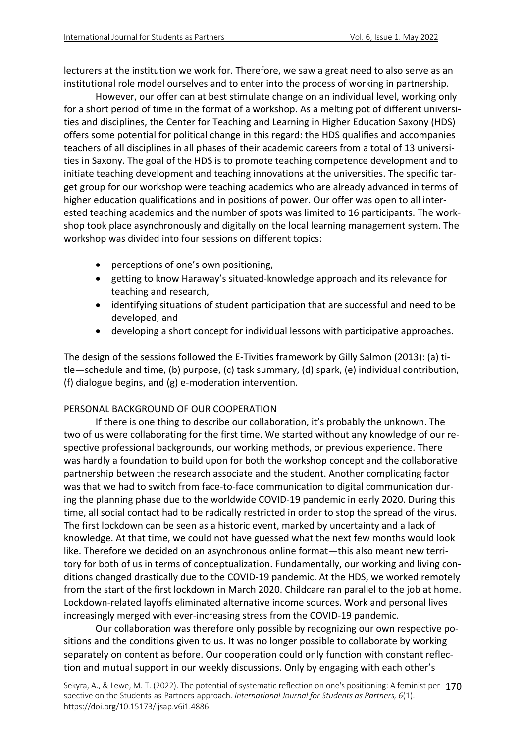lecturers at the institution we work for. Therefore, we saw a great need to also serve as an institutional role model ourselves and to enter into the process of working in partnership.

However, our offer can at best stimulate change on an individual level, working only for a short period of time in the format of a workshop. As a melting pot of different universities and disciplines, the Center for Teaching and Learning in Higher Education Saxony (HDS) offers some potential for political change in this regard: the HDS qualifies and accompanies teachers of all disciplines in all phases of their academic careers from a total of 13 universities in Saxony. The goal of the HDS is to promote teaching competence development and to initiate teaching development and teaching innovations at the universities. The specific target group for our workshop were teaching academics who are already advanced in terms of higher education qualifications and in positions of power. Our offer was open to all interested teaching academics and the number of spots was limited to 16 participants. The workshop took place asynchronously and digitally on the local learning management system. The workshop was divided into four sessions on different topics:

- perceptions of one's own positioning,
- getting to know Haraway's situated-knowledge approach and its relevance for teaching and research,
- identifying situations of student participation that are successful and need to be developed, and
- developing a short concept for individual lessons with participative approaches.

The design of the sessions followed the E-Tivities framework by Gilly Salmon (2013): (a) title—schedule and time, (b) purpose, (c) task summary, (d) spark, (e) individual contribution, (f) dialogue begins, and (g) e-moderation intervention.

## PERSONAL BACKGROUND OF OUR COOPERATION

If there is one thing to describe our collaboration, it's probably the unknown. The two of us were collaborating for the first time. We started without any knowledge of our respective professional backgrounds, our working methods, or previous experience. There was hardly a foundation to build upon for both the workshop concept and the collaborative partnership between the research associate and the student. Another complicating factor was that we had to switch from face-to-face communication to digital communication during the planning phase due to the worldwide COVID-19 pandemic in early 2020. During this time, all social contact had to be radically restricted in order to stop the spread of the virus. The first lockdown can be seen as a historic event, marked by uncertainty and a lack of knowledge. At that time, we could not have guessed what the next few months would look like. Therefore we decided on an asynchronous online format—this also meant new territory for both of us in terms of conceptualization. Fundamentally, our working and living conditions changed drastically due to the COVID-19 pandemic. At the HDS, we worked remotely from the start of the first lockdown in March 2020. Childcare ran parallel to the job at home. Lockdown-related layoffs eliminated alternative income sources. Work and personal lives increasingly merged with ever-increasing stress from the COVID-19 pandemic.

Our collaboration was therefore only possible by recognizing our own respective positions and the conditions given to us. It was no longer possible to collaborate by working separately on content as before. Our cooperation could only function with constant reflection and mutual support in our weekly discussions. Only by engaging with each other's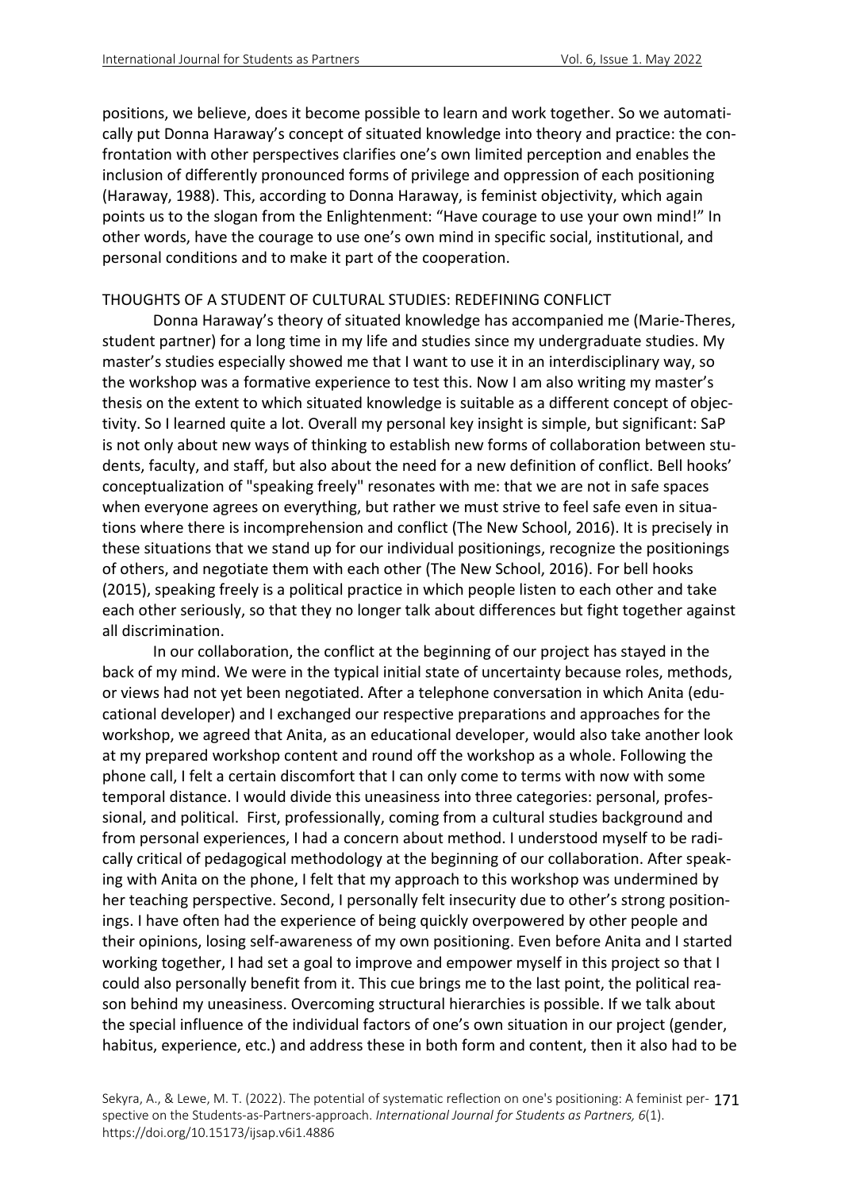positions, we believe, does it become possible to learn and work together. So we automatically put Donna Haraway's concept of situated knowledge into theory and practice: the confrontation with other perspectives clarifies one's own limited perception and enables the inclusion of differently pronounced forms of privilege and oppression of each positioning (Haraway, 1988). This, according to Donna Haraway, is feminist objectivity, which again points us to the slogan from the Enlightenment: "Have courage to use your own mind!" In other words, have the courage to use one's own mind in specific social, institutional, and personal conditions and to make it part of the cooperation.

## THOUGHTS OF A STUDENT OF CULTURAL STUDIES: REDEFINING CONFLICT

Donna Haraway's theory of situated knowledge has accompanied me (Marie-Theres, student partner) for a long time in my life and studies since my undergraduate studies. My master's studies especially showed me that I want to use it in an interdisciplinary way, so the workshop was a formative experience to test this. Now I am also writing my master's thesis on the extent to which situated knowledge is suitable as a different concept of objectivity. So I learned quite a lot. Overall my personal key insight is simple, but significant: SaP is not only about new ways of thinking to establish new forms of collaboration between students, faculty, and staff, but also about the need for a new definition of conflict. Bell hooks' conceptualization of "speaking freely" resonates with me: that we are not in safe spaces when everyone agrees on everything, but rather we must strive to feel safe even in situations where there is incomprehension and conflict (The New School, 2016). It is precisely in these situations that we stand up for our individual positionings, recognize the positionings of others, and negotiate them with each other (The New School, 2016). For bell hooks (2015), speaking freely is a political practice in which people listen to each other and take each other seriously, so that they no longer talk about differences but fight together against all discrimination.

In our collaboration, the conflict at the beginning of our project has stayed in the back of my mind. We were in the typical initial state of uncertainty because roles, methods, or views had not yet been negotiated. After a telephone conversation in which Anita (educational developer) and I exchanged our respective preparations and approaches for the workshop, we agreed that Anita, as an educational developer, would also take another look at my prepared workshop content and round off the workshop as a whole. Following the phone call, I felt a certain discomfort that I can only come to terms with now with some temporal distance. I would divide this uneasiness into three categories: personal, professional, and political. First, professionally, coming from a cultural studies background and from personal experiences, I had a concern about method. I understood myself to be radically critical of pedagogical methodology at the beginning of our collaboration. After speaking with Anita on the phone, I felt that my approach to this workshop was undermined by her teaching perspective. Second, I personally felt insecurity due to other's strong positionings. I have often had the experience of being quickly overpowered by other people and their opinions, losing self-awareness of my own positioning. Even before Anita and I started working together, I had set a goal to improve and empower myself in this project so that I could also personally benefit from it. This cue brings me to the last point, the political reason behind my uneasiness. Overcoming structural hierarchies is possible. If we talk about the special influence of the individual factors of one's own situation in our project (gender, habitus, experience, etc.) and address these in both form and content, then it also had to be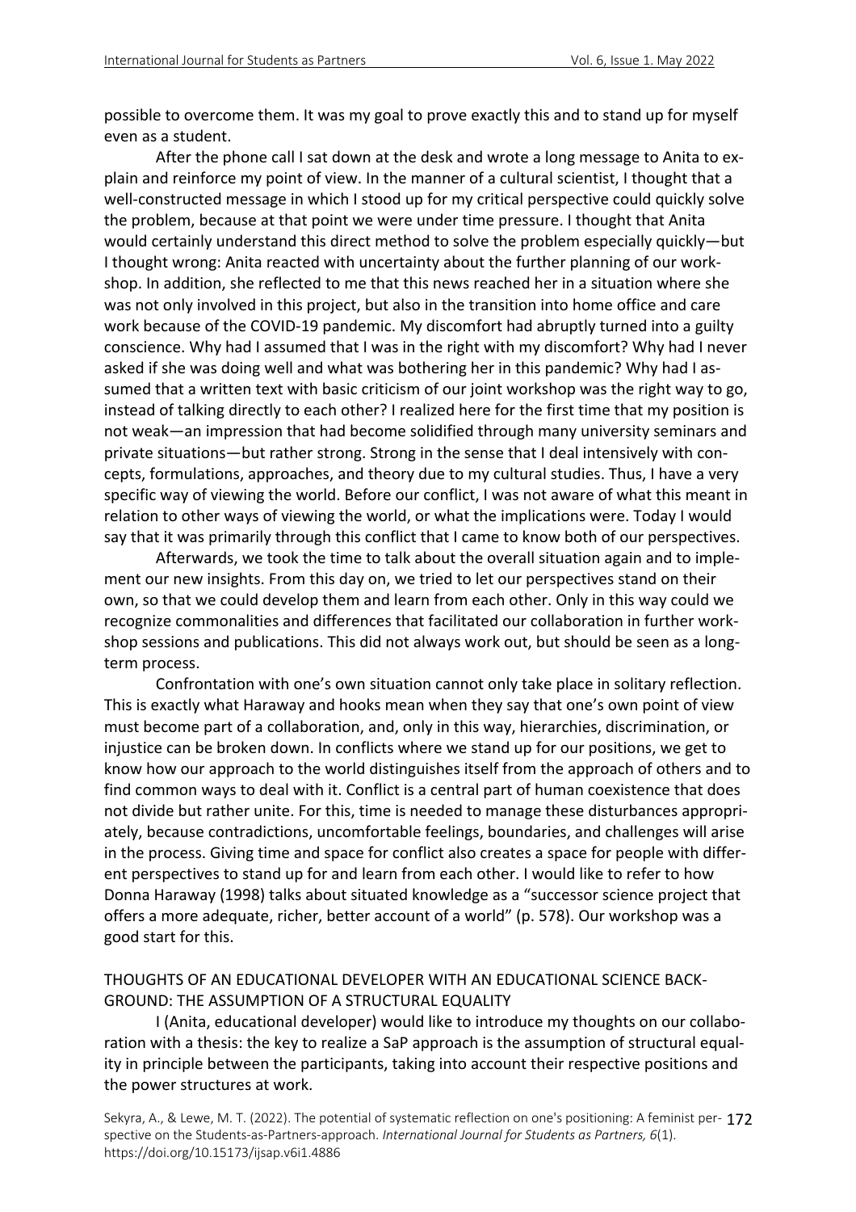possible to overcome them. It was my goal to prove exactly this and to stand up for myself even as a student.

After the phone call I sat down at the desk and wrote a long message to Anita to explain and reinforce my point of view. In the manner of a cultural scientist, I thought that a well-constructed message in which I stood up for my critical perspective could quickly solve the problem, because at that point we were under time pressure. I thought that Anita would certainly understand this direct method to solve the problem especially quickly—but I thought wrong: Anita reacted with uncertainty about the further planning of our workshop. In addition, she reflected to me that this news reached her in a situation where she was not only involved in this project, but also in the transition into home office and care work because of the COVID-19 pandemic. My discomfort had abruptly turned into a guilty conscience. Why had I assumed that I was in the right with my discomfort? Why had I never asked if she was doing well and what was bothering her in this pandemic? Why had I assumed that a written text with basic criticism of our joint workshop was the right way to go, instead of talking directly to each other? I realized here for the first time that my position is not weak—an impression that had become solidified through many university seminars and private situations—but rather strong. Strong in the sense that I deal intensively with concepts, formulations, approaches, and theory due to my cultural studies. Thus, I have a very specific way of viewing the world. Before our conflict, I was not aware of what this meant in relation to other ways of viewing the world, or what the implications were. Today I would say that it was primarily through this conflict that I came to know both of our perspectives.

Afterwards, we took the time to talk about the overall situation again and to implement our new insights. From this day on, we tried to let our perspectives stand on their own, so that we could develop them and learn from each other. Only in this way could we recognize commonalities and differences that facilitated our collaboration in further workshop sessions and publications. This did not always work out, but should be seen as a long-term process.

Confrontation with one's own situation cannot only take place in solitary reflection. This is exactly what Haraway and hooks mean when they say that one's own point of view must become part of a collaboration, and, only in this way, hierarchies, discrimination, or injustice can be broken down. In conflicts where we stand up for our positions, we get to know how our approach to the world distinguishes itself from the approach of others and to find common ways to deal with it. Conflict is a central part of human coexistence that does not divide but rather unite. For this, time is needed to manage these disturbances appropriately, because contradictions, uncomfortable feelings, boundaries, and challenges will arise in the process. Giving time and space for conflict also creates a space for people with different perspectives to stand up for and learn from each other. I would like to refer to how Donna Haraway (1998) talks about situated knowledge as a "successor science project that offers a more adequate, richer, better account of a world" (p. 578). Our workshop was a good start for this.

## THOUGHTS OF AN EDUCATIONAL DEVELOPER WITH AN EDUCATIONAL SCIENCE BACKGROUND: THE ASSUMPTION OF A STRUCTURAL EQUALITY

I (Anita, educational developer) would like to introduce my thoughts on our collaboration with a thesis: the key to realize a SaP approach is the assumption of structural equality in principle between the participants, taking into account their respective positions and the power structures at work.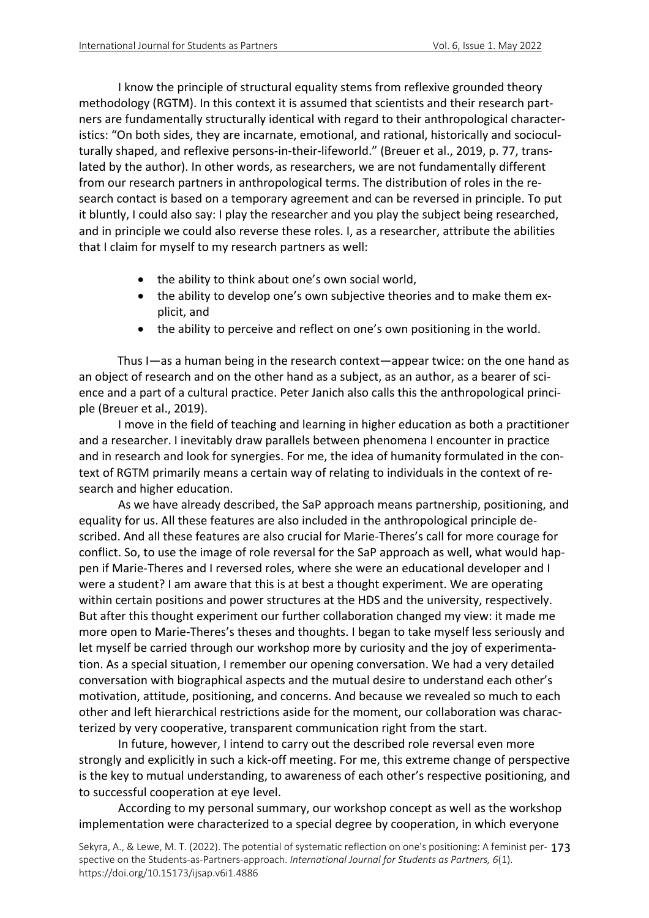I know the principle of structural equality stems from reflexive grounded theory methodology (RGTM). In this context it is assumed that scientists and their research partners are fundamentally structurally identical with regard to their anthropological characteristics: "On both sides, they are incarnate, emotional, and rational, historically and socioculturally shaped, and reflexive persons-in-their-lifeworld." (Breuer et al., 2019, p. 77, translated by the author). In other words, as researchers, we are not fundamentally different from our research partners in anthropological terms. The distribution of roles in the research contact is based on a temporary agreement and can be reversed in principle. To put it bluntly, I could also say: I play the researcher and you play the subject being researched, and in principle we could also reverse these roles. I, as a researcher, attribute the abilities that I claim for myself to my research partners as well:

- the ability to think about one's own social world,
- the ability to develop one's own subjective theories and to make them explicit, and
- the ability to perceive and reflect on one's own positioning in the world.

Thus I—as a human being in the research context—appear twice: on the one hand as an object of research and on the other hand as a subject, as an author, as a bearer of science and a part of a cultural practice. Peter Janich also calls this the anthropological principle (Breuer et al., 2019).

I move in the field of teaching and learning in higher education as both a practitioner and a researcher. I inevitably draw parallels between phenomena I encounter in practice and in research and look for synergies. For me, the idea of humanity formulated in the context of RGTM primarily means a certain way of relating to individuals in the context of research and higher education.

As we have already described, the SaP approach means partnership, positioning, and equality for us. All these features are also included in the anthropological principle described. And all these features are also crucial for Marie-Theres's call for more courage for conflict. So, to use the image of role reversal for the SaP approach as well, what would happen if Marie-Theres and I reversed roles, where she were an educational developer and I were a student? I am aware that this is at best a thought experiment. We are operating within certain positions and power structures at the HDS and the university, respectively. But after this thought experiment our further collaboration changed my view: it made me more open to Marie-Theres's theses and thoughts. I began to take myself less seriously and let myself be carried through our workshop more by curiosity and the joy of experimentation. As a special situation, I remember our opening conversation. We had a very detailed conversation with biographical aspects and the mutual desire to understand each other's motivation, attitude, positioning, and concerns. And because we revealed so much to each other and left hierarchical restrictions aside for the moment, our collaboration was characterized by very cooperative, transparent communication right from the start.

In future, however, I intend to carry out the described role reversal even more strongly and explicitly in such a kick-off meeting. For me, this extreme change of perspective is the key to mutual understanding, to awareness of each other's respective positioning, and to successful cooperation at eye level.

According to my personal summary, our workshop concept as well as the workshop implementation were characterized to a special degree by cooperation, in which everyone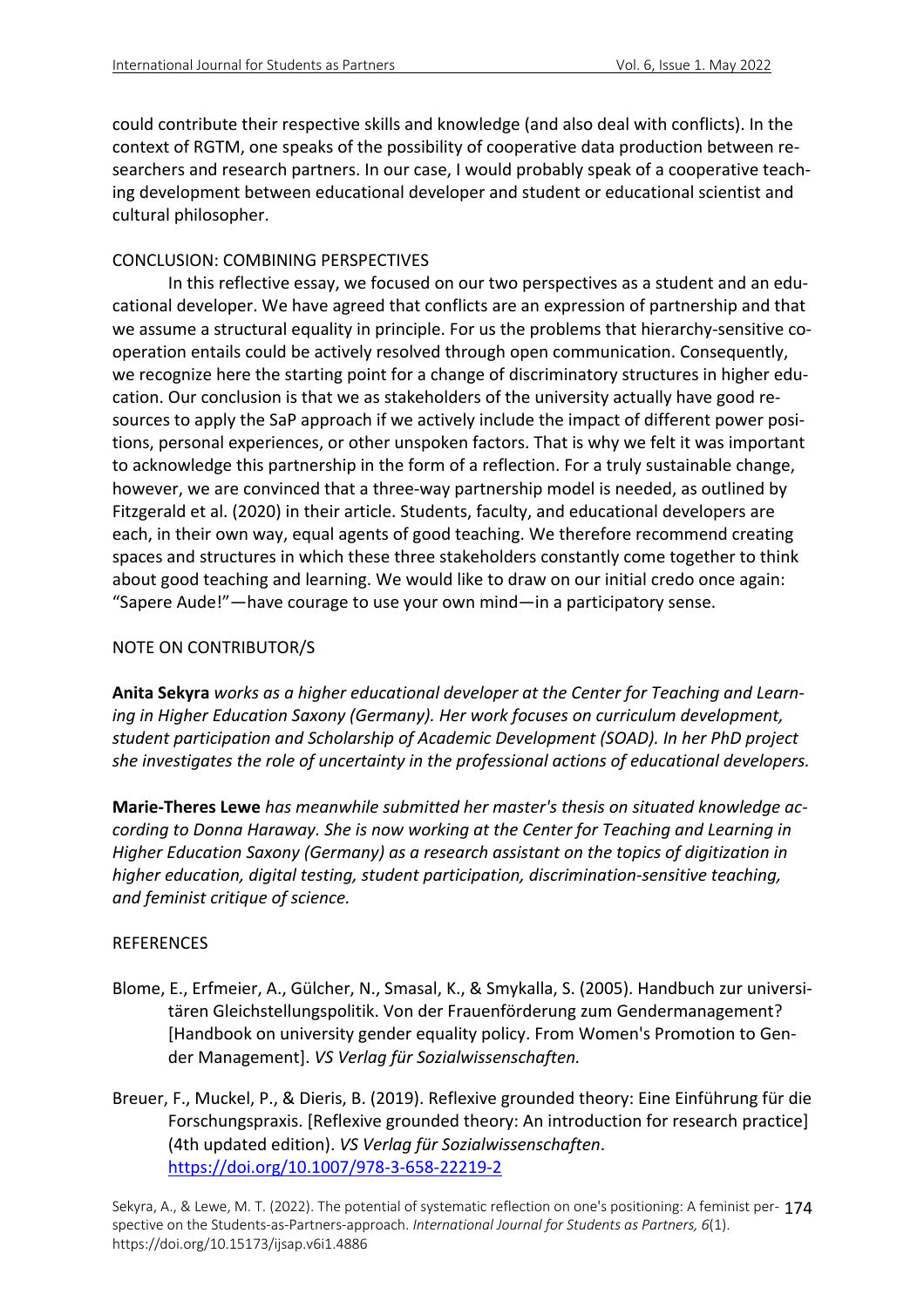could contribute their respective skills and knowledge (and also deal with conflicts). In the context of RGTM, one speaks of the possibility of cooperative data production between researchers and research partners. In our case, I would probably speak of a cooperative teaching development between educational developer and student or educational scientist and cultural philosopher.

## CONCLUSION: COMBINING PERSPECTIVES

In this reflective essay, we focused on our two perspectives as a student and an educational developer. We have agreed that conflicts are an expression of partnership and that we assume a structural equality in principle. For us the problems that hierarchy-sensitive cooperation entails could be actively resolved through open communication. Consequently, we recognize here the starting point for a change of discriminatory structures in higher education. Our conclusion is that we as stakeholders of the university actually have good resources to apply the SaP approach if we actively include the impact of different power positions, personal experiences, or other unspoken factors. That is why we felt it was important to acknowledge this partnership in the form of a reflection. For a truly sustainable change, however, we are convinced that a three-way partnership model is needed, as outlined by Fitzgerald et al. (2020) in their article. Students, faculty, and educational developers are each, in their own way, equal agents of good teaching. We therefore recommend creating spaces and structures in which these three stakeholders constantly come together to think about good teaching and learning. We would like to draw on our initial credo once again: "Sapere Aude!"—have courage to use your own mind—in a participatory sense.

## NOTE ON CONTRIBUTOR/S

**Anita Sekyra** *works as a higher educational developer at the Center for Teaching and Learning in Higher Education Saxony (Germany). Her work focuses on curriculum development, student participation and Scholarship of Academic Development (SOAD). In her PhD project she investigates the role of uncertainty in the professional actions of educational developers.*

**Marie-Theres Lewe** *has meanwhile submitted her master's thesis on situated knowledge according to Donna Haraway. She is now working at the Center for Teaching and Learning in Higher Education Saxony (Germany) as a research assistant on the topics of digitization in higher education, digital testing, student participation, discrimination-sensitive teaching, and feminist critique of science.*

## REFERENCES

Blome, E., Erfmeier, A., Gülcher, N., Smasal, K., & Smykalla, S. (2005). Handbuch zur universitären Gleichstellungspolitik. Von der Frauenförderung zum Gendermanagement? [Handbook on university gender equality policy. From Women's Promotion to Gender Management]. *VS Verlag für Sozialwissenschaften.*

Breuer, F., Muckel, P., & Dieris, B. (2019). Reflexive grounded theory: Eine Einführung für die Forschungspraxis. [Reflexive grounded theory: An introduction for research practice] (4th updated edition). *VS Verlag für Sozialwissenschaften*. https://doi.org/10.1007/978-3-658-22219-2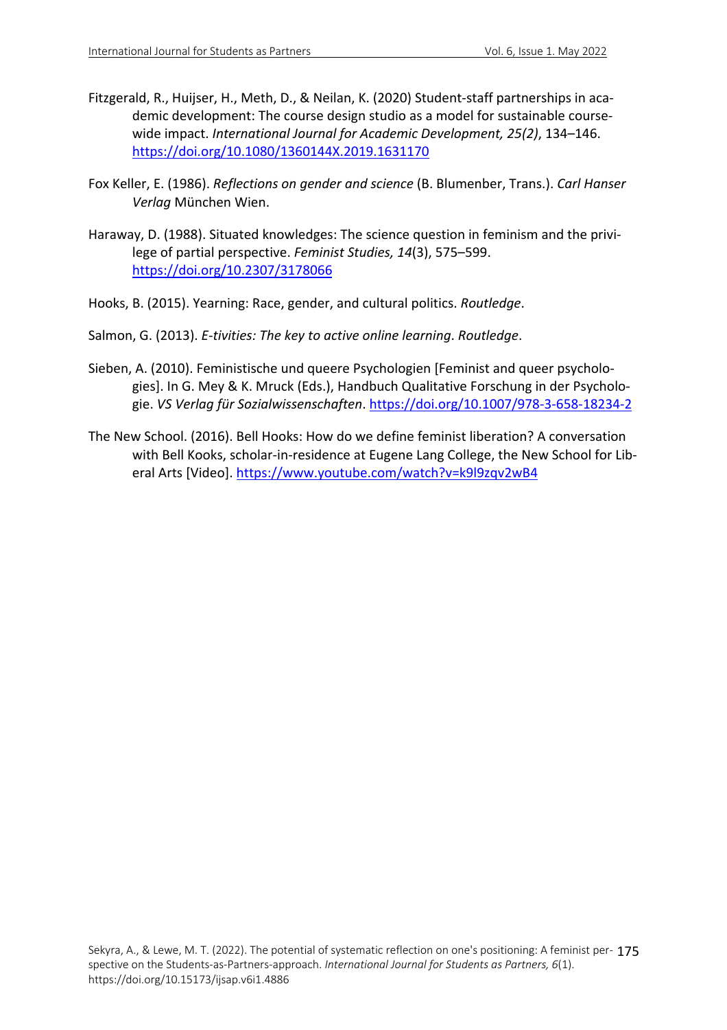Fitzgerald, R., Huijser, H., Meth, D., & Neilan, K. (2020) Student-staff partnerships in academic development: The course design studio as a model for sustainable course-wide impact. *International Journal for Academic Development, 25(2)*, 134–146. https://doi.org/10.1080/1360144X.2019.1631170

Fox Keller, E. (1986). *Reflections on gender and science* (B. Blumenber, Trans.). *Carl Hanser Verlag* München Wien.

Haraway, D. (1988). Situated knowledges: The science question in feminism and the privilege of partial perspective. *Feminist Studies, 14*(3), 575–599. https://doi.org/10.2307/3178066

Hooks, B. (2015). Yearning: Race, gender, and cultural politics. *Routledge*.

Salmon, G. (2013). *E-tivities: The key to active online learning*. *Routledge*.

Sieben, A. (2010). Feministische und queere Psychologien [Feminist and queer psychologies]. In G. Mey & K. Mruck (Eds.), Handbuch Qualitative Forschung in der Psychologie. *VS Verlag für Sozialwissenschaften*. https://doi.org/10.1007/978-3-658-18234-2

The New School. (2016). Bell Hooks: How do we define feminist liberation? A conversation with Bell Kooks, scholar-in-residence at Eugene Lang College, the New School for Liberal Arts [Video]. https://www.youtube.com/watch?v=k9l9zqv2wB4